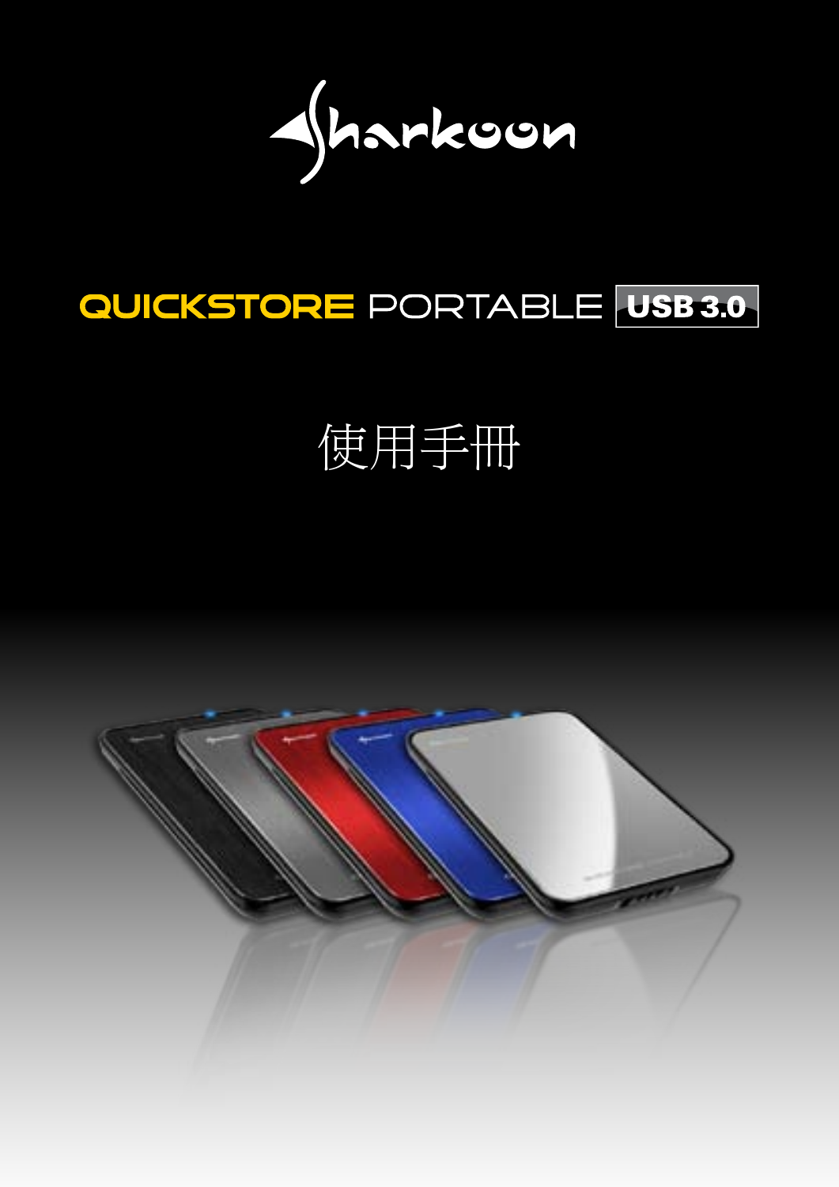# Sharkoon

## QUICKSTORE PORTABLE USB 3.0

# 使用手冊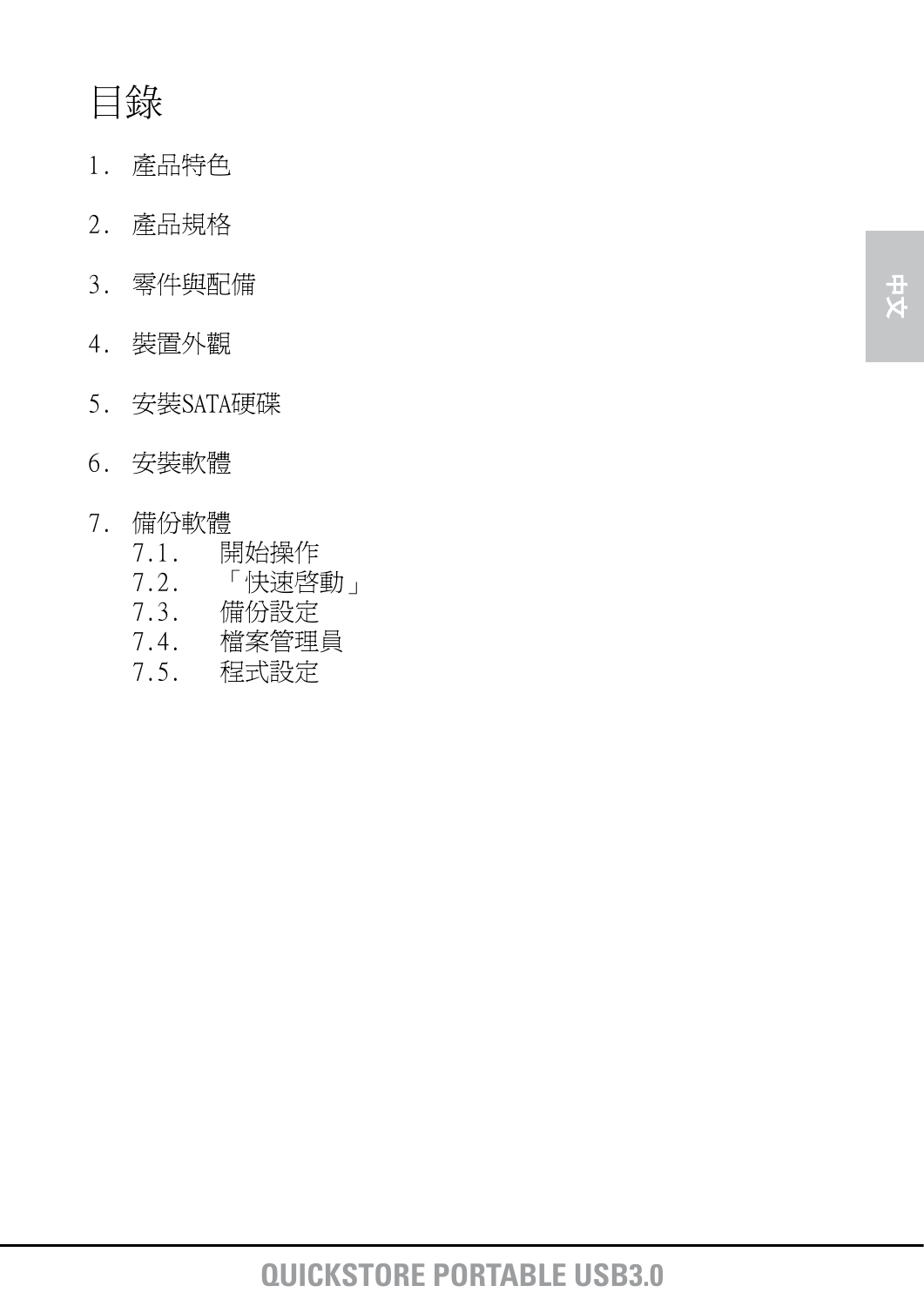# 目錄

1. 產品特色
2. 產品規格
3. 零件與配備
4. 裝置外觀
5. 安裝SATA硬碟
6. 安裝軟體
7. 備份軟體
    - 7.1. 開始操作
    - 7.2. 「快速啓動」
    - 7.3. 備份設定
    - 7.4. 檔案管理員
    - 7.5. 程式設定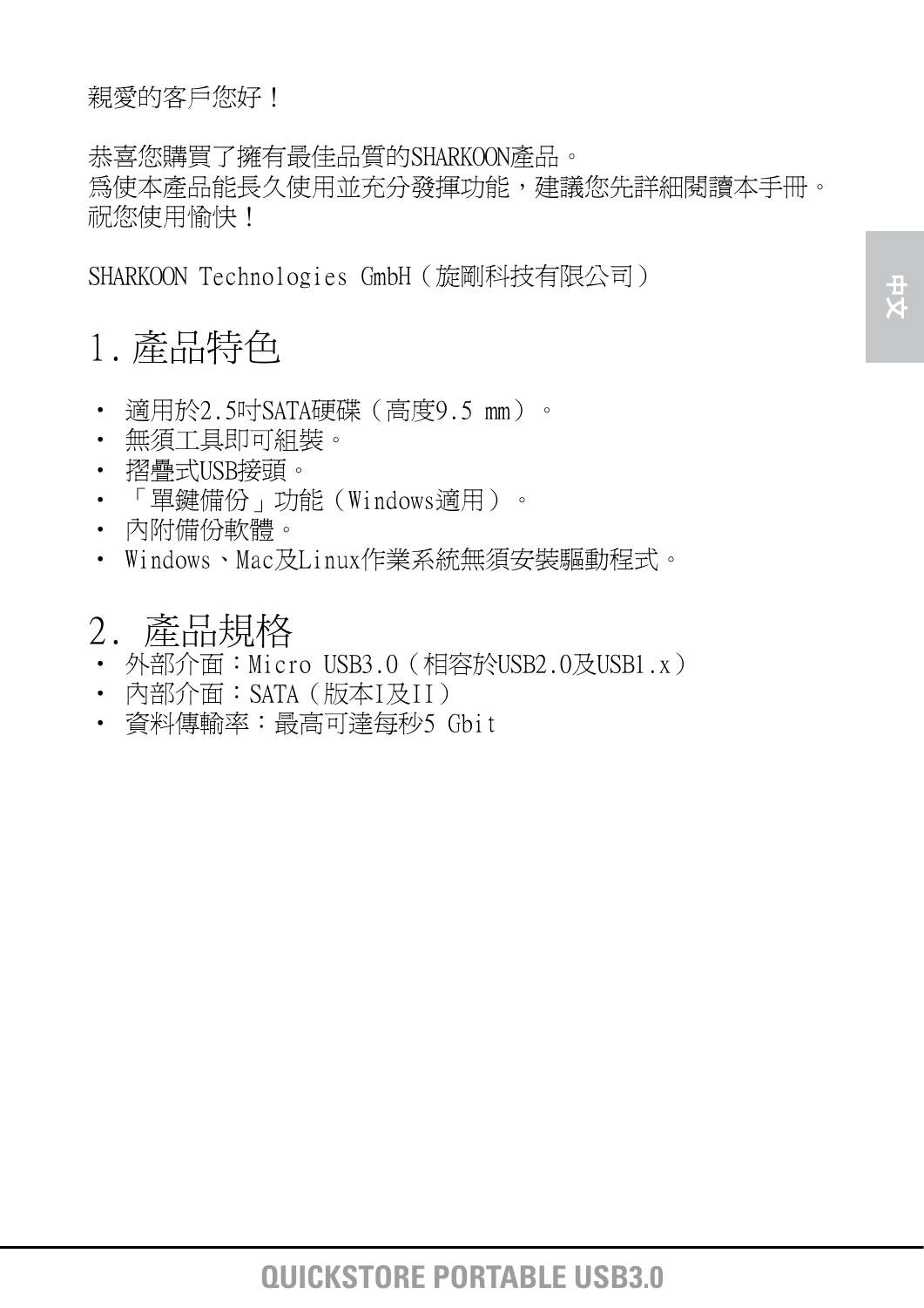親愛的客戶您好！

恭喜您購買了擁有最佳品質的SHARKOON產品。
爲使本產品能長久使用並充分發揮功能，建議您先詳細閱讀本手冊。
祝您使用愉快！

SHARKOON Technologies GmbH（旋剛科技有限公司）

# 1. 產品特色

- 適用於2.5吋SATA硬碟（高度9.5 mm）。
- 無須工具即可組裝。
- 摺疊式USB接頭。
- 「單鍵備份」功能（Windows適用）。
- 內附備份軟體。
- Windows、Mac及Linux作業系統無須安裝驅動程式。

# 2. 產品規格

- 外部介面：Micro USB3.0（相容於USB2.0及USB1.x）
- 內部介面：SATA（版本I及II）
- 資料傳輸率：最高可達每秒5 Gbit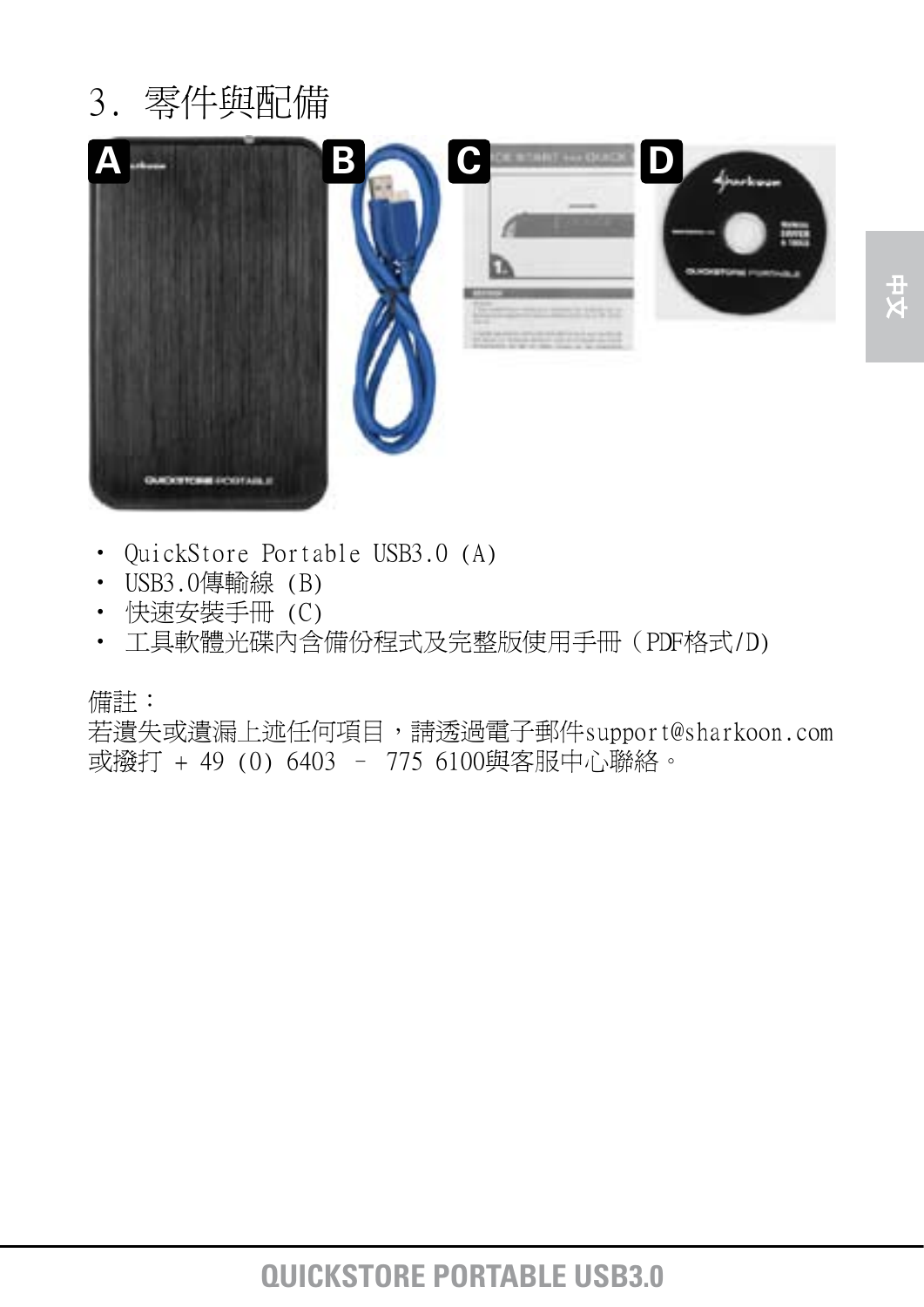## 3. 零件與配備

- QuickStore Portable USB3.0 (A)
- USB3.0傳輸線 (B)
- 快速安裝手冊 (C)
- 工具軟體光碟內含備份程式及完整版使用手冊（PDF格式/D)

備註：
若遺失或遺漏上述任何項目，請透過電子郵件support@sharkoon.com 或撥打 + 49 (0) 6403 – 775 6100與客服中心聯絡。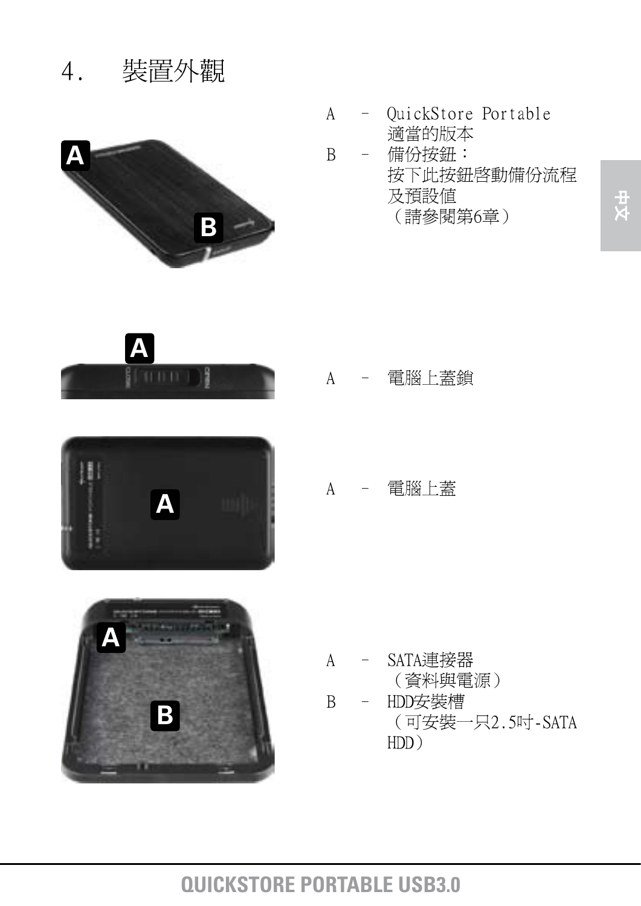# 4. 裝置外觀

A – QuickStore Portable 適當的版本

B – 備份按鈕：
按下此按鈕啓動備份流程及預設値
（請參閱第6章）

A – 電腦上蓋鎖

A – 電腦上蓋

A – SATA連接器
（資料與電源）

B – HDD安裝槽
（可安裝一只2.5吋-SATA HDD）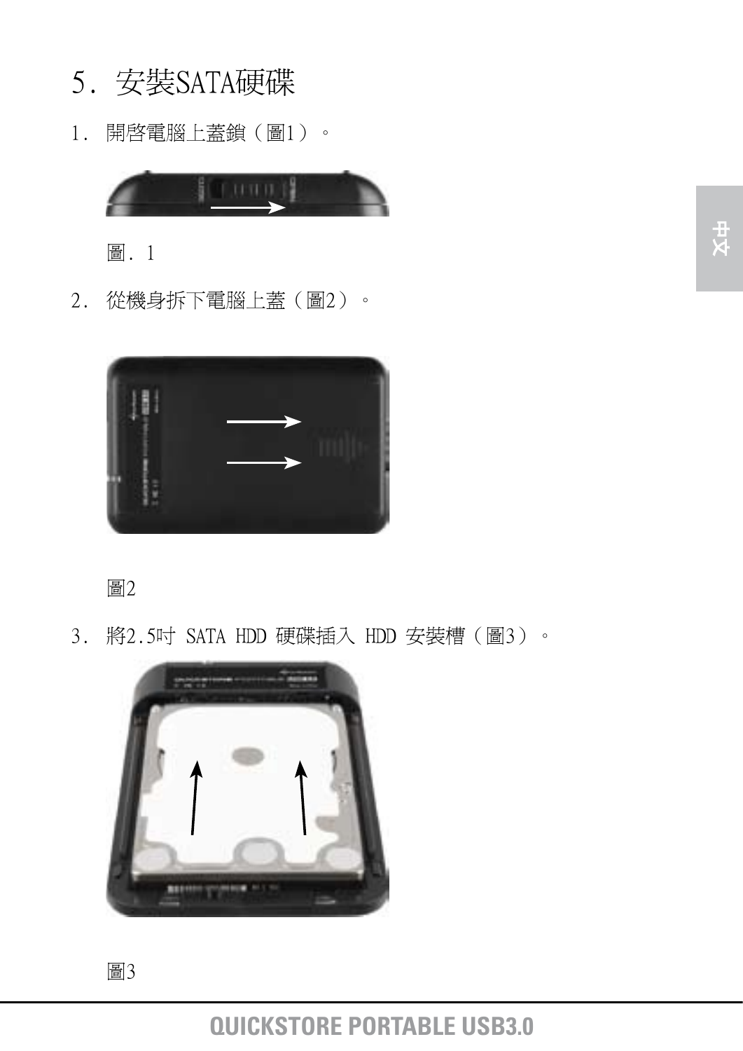# 5．安裝SATA硬碟

1．開啓電腦上蓋鎖（圖1）。

圖．1

2．從機身拆下電腦上蓋（圖2）。

圖2

3．將2.5吋 SATA HDD 硬碟插入 HDD 安裝槽（圖3）。

圖3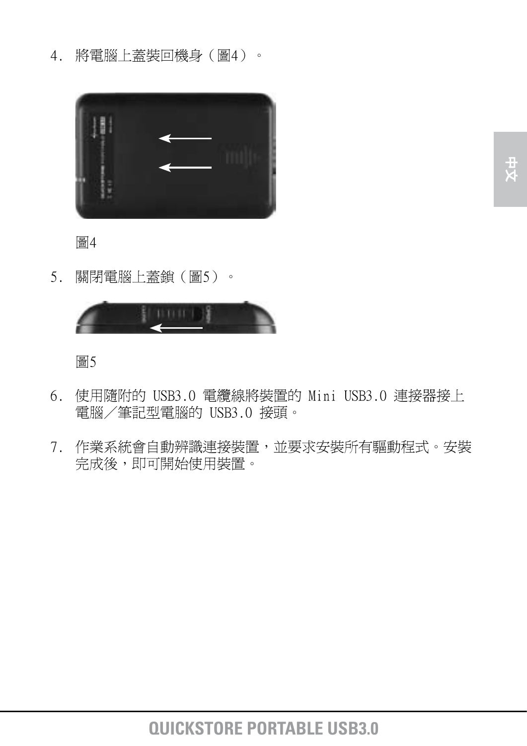4. 將電腦上蓋裝回機身（圖4）。

圖4

5. 關閉電腦上蓋鎖（圖5）。

圖5

6. 使用隨附的 USB3.0 電纜線將裝置的 Mini USB3.0 連接器接上電腦／筆記型電腦的 USB3.0 接頭。

7. 作業系統會自動辨識連接裝置，並要求安裝所有驅動程式。安裝完成後，即可開始使用裝置。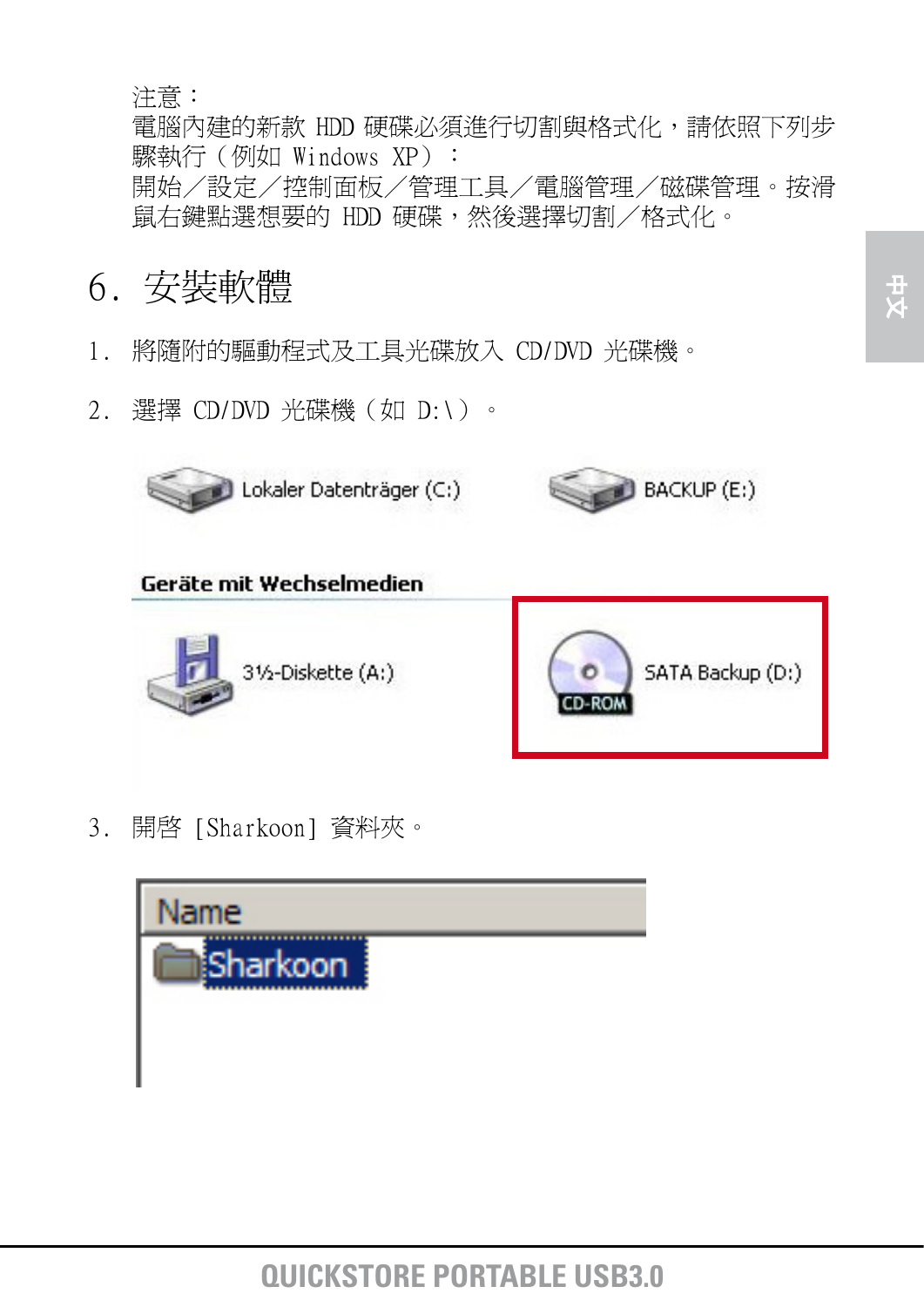注意：
電腦內建的新款 HDD 硬碟必須進行切割與格式化，請依照下列步驟執行（例如 Windows XP）：
開始／設定／控制面板／管理工具／電腦管理／磁碟管理。按滑鼠右鍵點選想要的 HDD 硬碟，然後選擇切割／格式化。

# 6. 安裝軟體

1. 將隨附的驅動程式及工具光碟放入 CD/DVD 光碟機。

2. 選擇 CD/DVD 光碟機（如 D:\）。

Lokaler Datenträger (C:)　　BACKUP (E:)

**Geräte mit Wechselmedien**

3½-Diskette (A:)　　SATA Backup (D:)

3. 開啓 [Sharkoon] 資料夾。

| Name |
| --- |
| Sharkoon |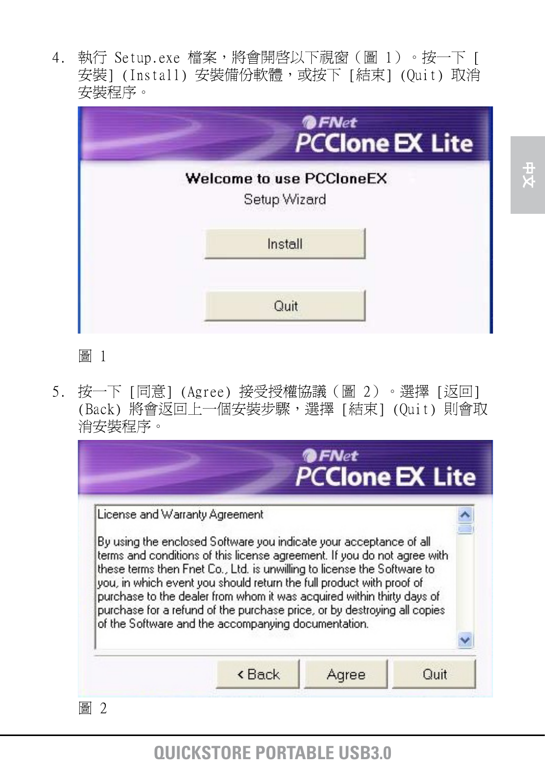4. 執行 Setup.exe 檔案，將會開啓以下視窗（圖 1）。按一下 [安裝] (Install) 安裝備份軟體，或按下 [結束] (Quit) 取消安裝程序。

圖 1

5. 按一下 [同意] (Agree) 接受授權協議（圖 2）。選擇 [返回] (Back) 將會返回上一個安裝步驟，選擇 [結束] (Quit) 則會取消安裝程序。

圖 2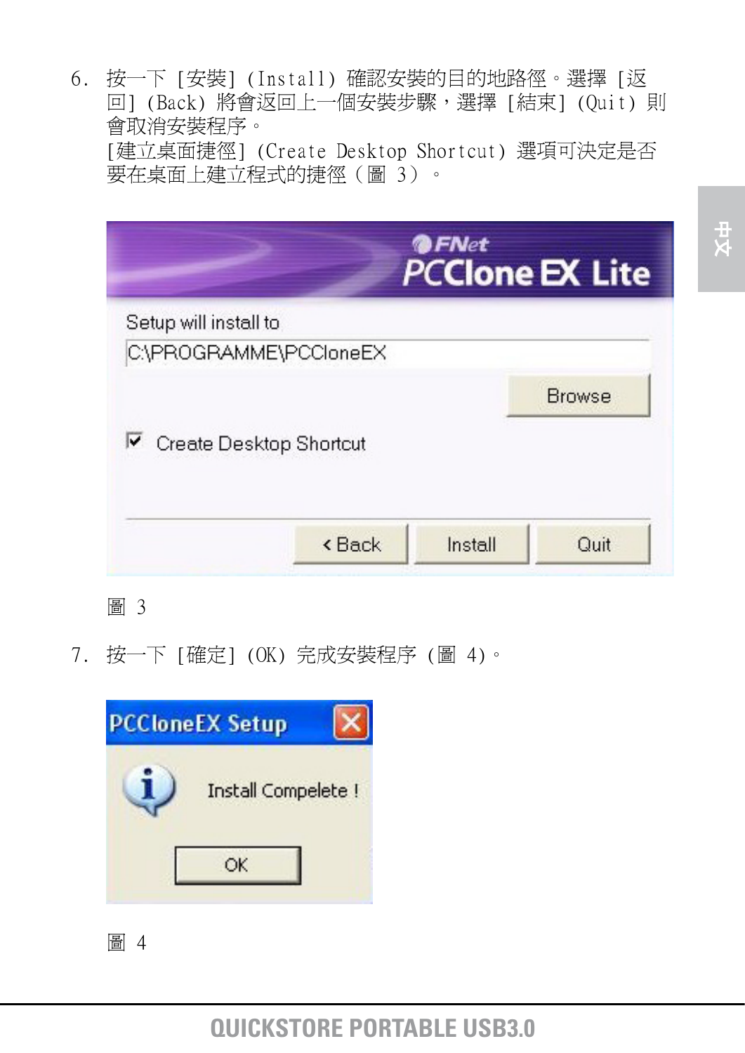6. 按一下 [安裝] (Install) 確認安裝的目的地路徑。選擇 [返回] (Back) 將會返回上一個安裝步驟，選擇 [結束] (Quit) 則會取消安裝程序。
[建立桌面捷徑] (Create Desktop Shortcut) 選項可決定是否要在桌面上建立程式的捷徑（圖 3）。

圖 3

7. 按一下 [確定] (OK) 完成安裝程序 (圖 4)。

圖 4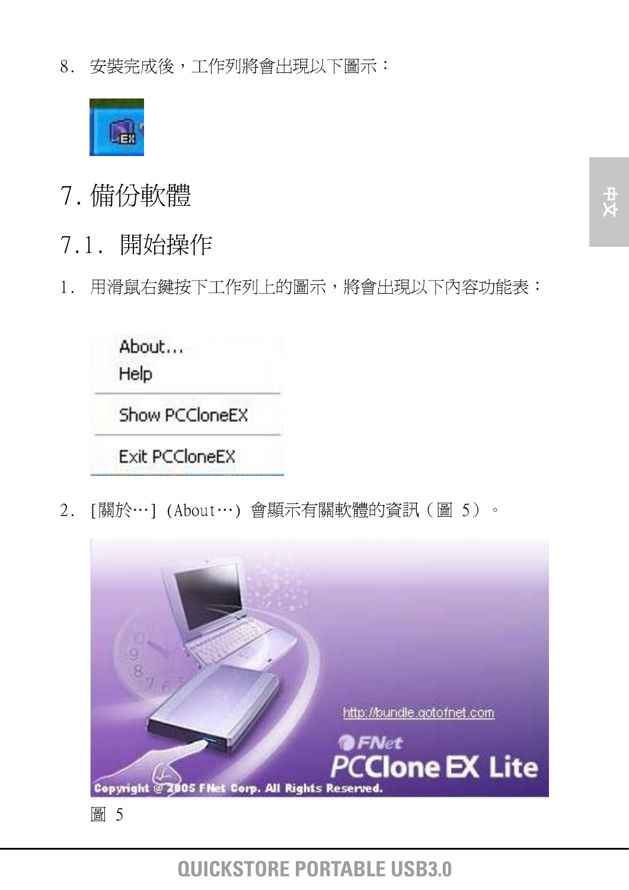8. 安裝完成後，工作列將會出現以下圖示：

# 7. 備份軟體

## 7.1. 開始操作

1. 用滑鼠右鍵按下工作列上的圖示，將會出現以下內容功能表：

About...
Help
Show PCCloneEX
Exit PCCloneEX

2. [關於…] (About…) 會顯示有關軟體的資訊（圖 5）。

圖 5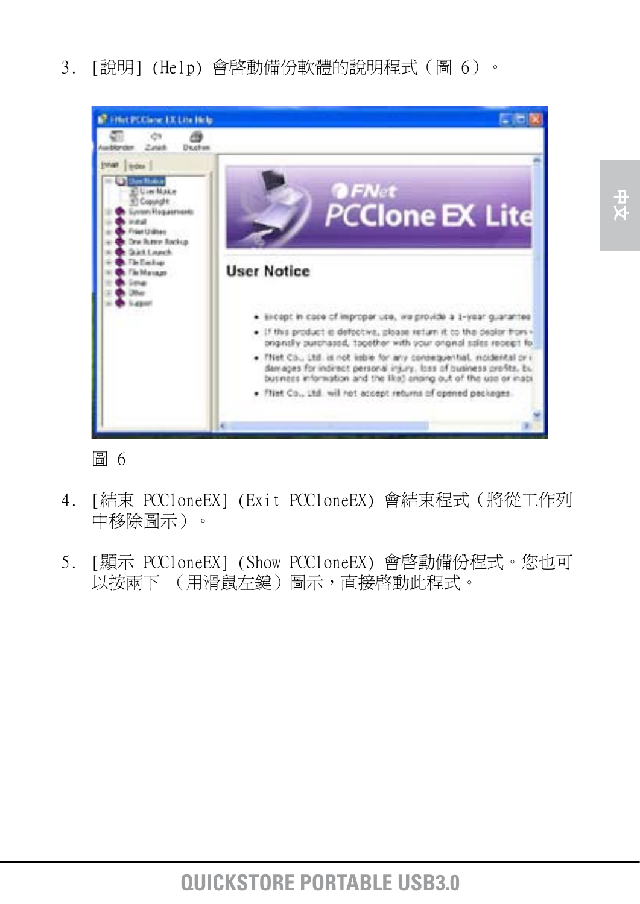3. [說明] (Help) 會啓動備份軟體的說明程式（圖 6）。

圖 6

4. [結束 PCCloneEX] (Exit PCCloneEX) 會結束程式（將從工作列中移除圖示）。

5. [顯示 PCCloneEX] (Show PCCloneEX) 會啓動備份程式。您也可以按兩下 （用滑鼠左鍵）圖示，直接啓動此程式。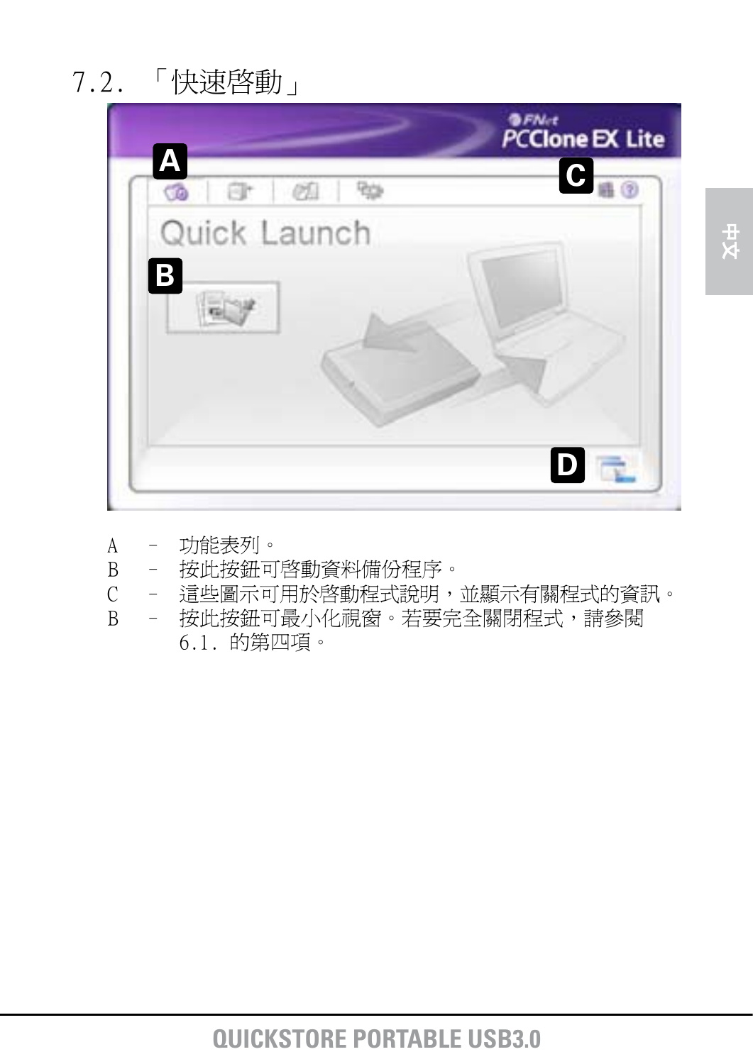# 7.2. 「快速啓動」

A – 功能表列。
B – 按此按鈕可啓動資料備份程序。
C – 這些圖示可用於啓動程式說明，並顯示有關程式的資訊。
B – 按此按鈕可最小化視窗。若要完全關閉程式，請參閱 6.1. 的第四項。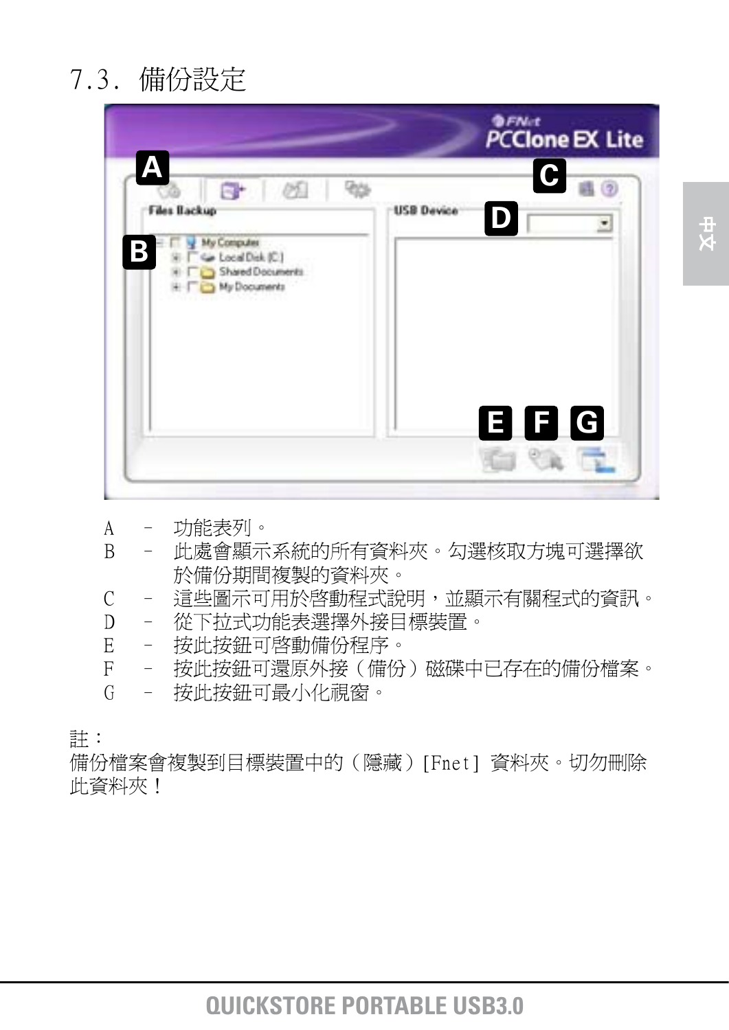# 7.3. 備份設定

A – 功能表列。

B – 此處會顯示系統的所有資料夾。勾選核取方塊可選擇欲於備份期間複製的資料夾。

C – 這些圖示可用於啓動程式說明，並顯示有關程式的資訊。

D – 從下拉式功能表選擇外接目標裝置。

E – 按此按鈕可啓動備份程序。

F – 按此按鈕可還原外接（備份）磁碟中已存在的備份檔案。

G – 按此按鈕可最小化視窗。

註：

備份檔案會複製到目標裝置中的（隱藏）[Fnet] 資料夾。切勿刪除此資料夾！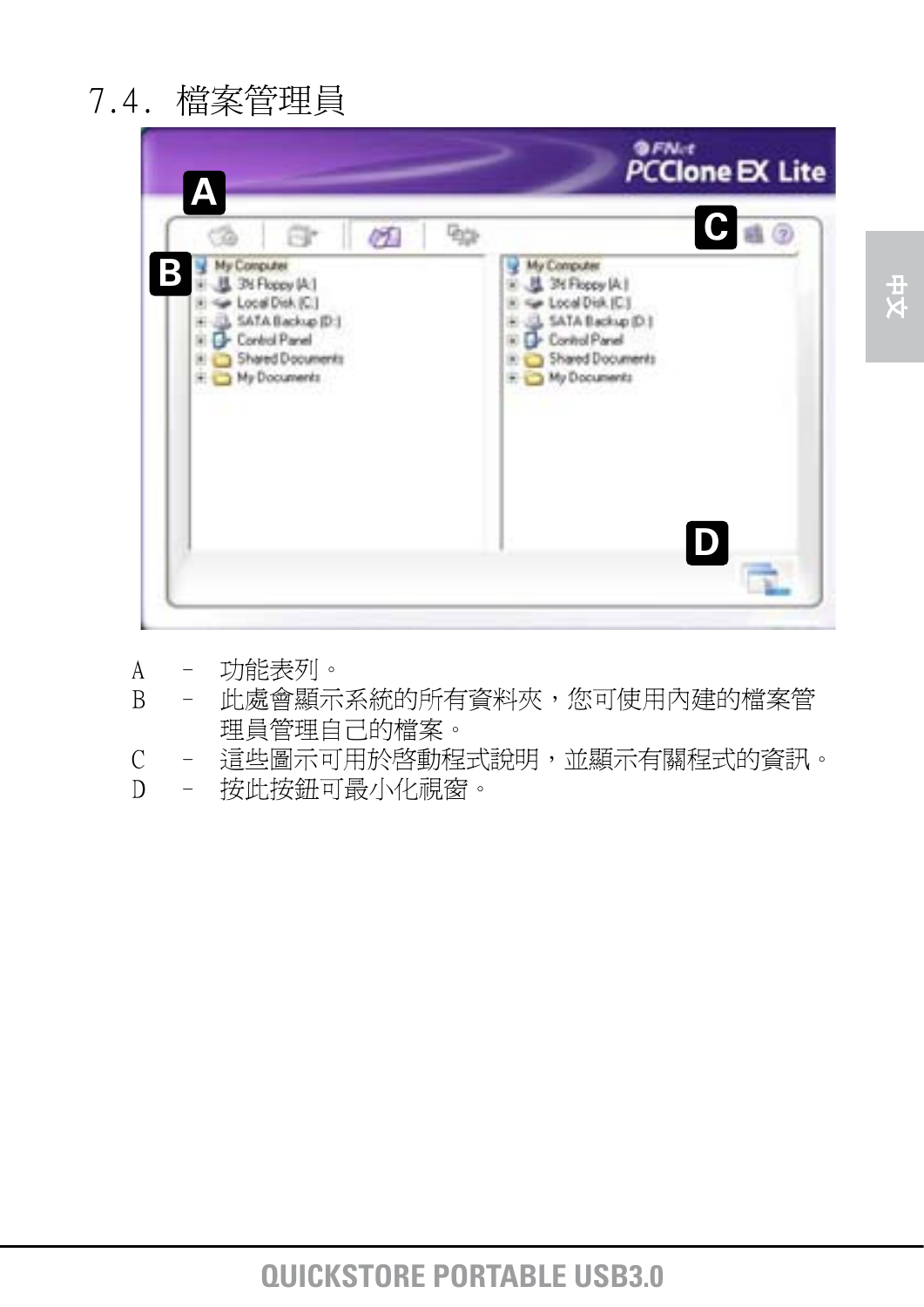# 7.4. 檔案管理員

A – 功能表列。

B – 此處會顯示系統的所有資料夾，您可使用內建的檔案管理員管理自己的檔案。

C – 這些圖示可用於啓動程式說明，並顯示有關程式的資訊。

D – 按此按鈕可最小化視窗。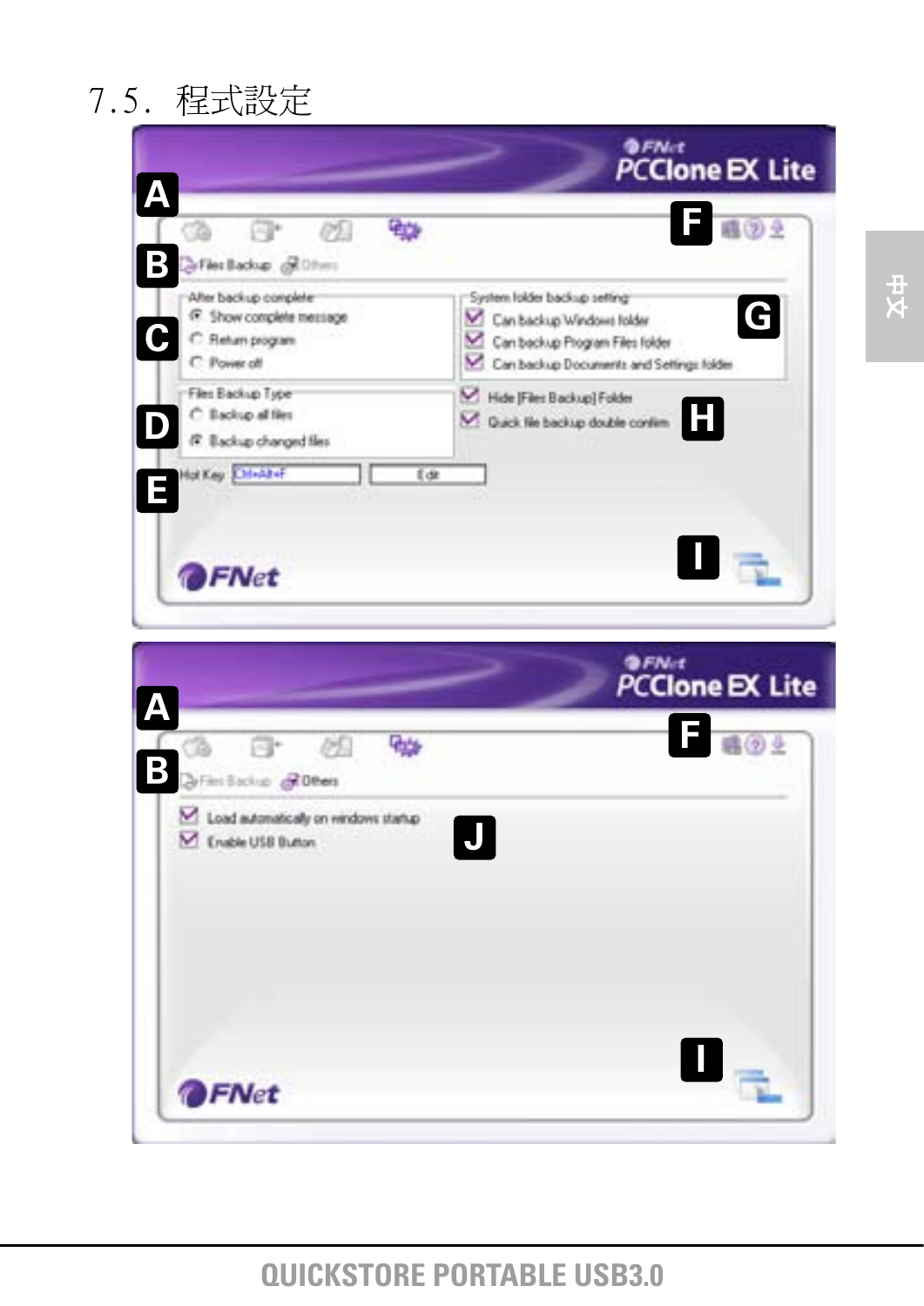## 7.5. 程式設定

A

B Files Backup Others

C After backup complete
- Show complete message
- Return program
- Power off

D Files Backup Type
- Backup all files
- Backup changed files

E Hot Key Ctrl+Alt+F Edit

F

G System folder backup setting
- Can backup Windows folder
- Can backup Program Files folder
- Can backup Documents and Settings folder

H
- Hide [Files Backup] Folder
- Quick file backup double confirm

I

A

B Files Backup Others

F

J
- Load automatically on windows startup
- Enable USB Button

I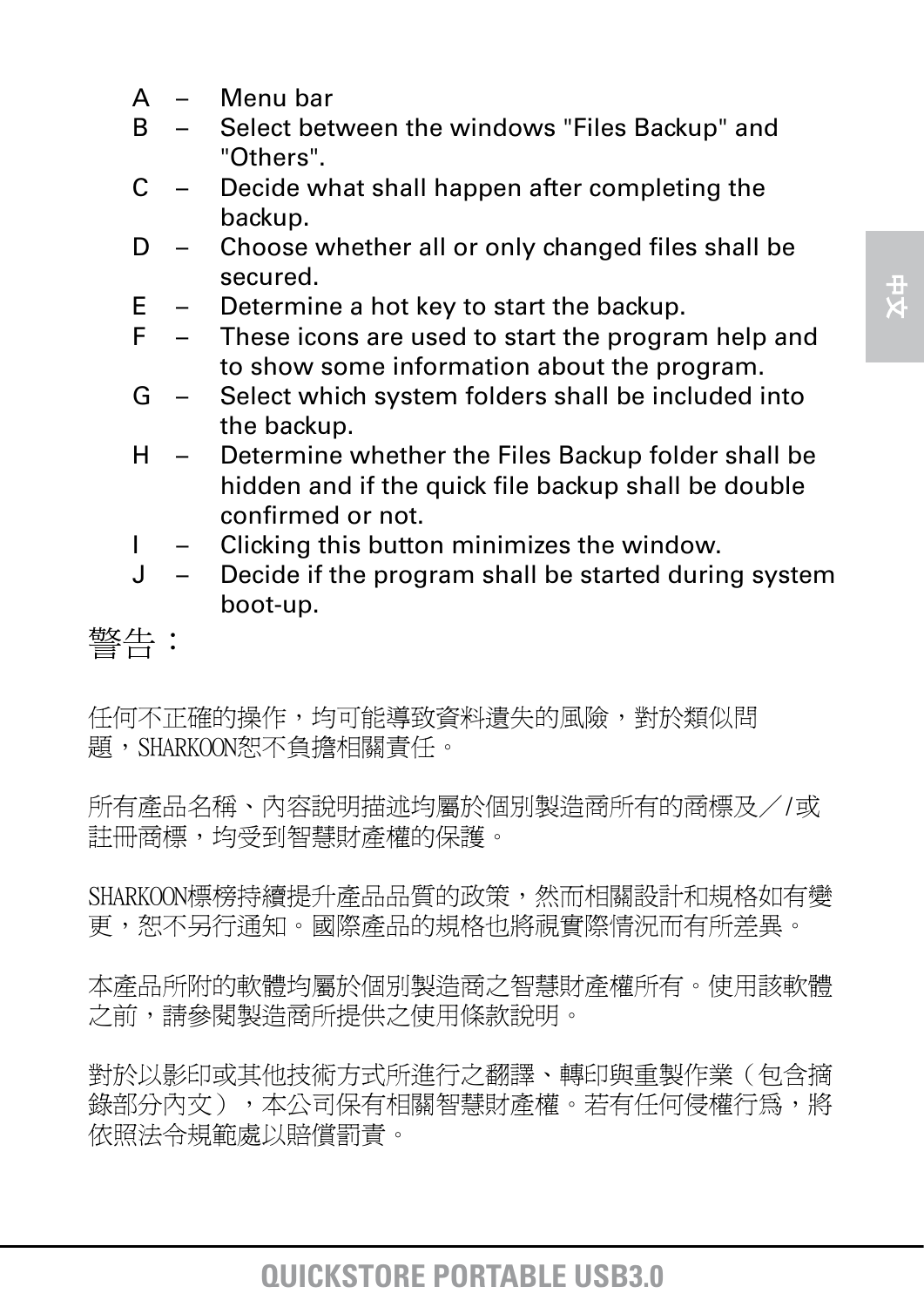- A – Menu bar
- B – Select between the windows "Files Backup" and "Others".
- C – Decide what shall happen after completing the backup.
- D – Choose whether all or only changed files shall be secured.
- E – Determine a hot key to start the backup.
- F – These icons are used to start the program help and to show some information about the program.
- G – Select which system folders shall be included into the backup.
- H – Determine whether the Files Backup folder shall be hidden and if the quick file backup shall be double confirmed or not.
- I – Clicking this button minimizes the window.
- J – Decide if the program shall be started during system boot-up.

## 警告：

任何不正確的操作，均可能導致資料遺失的風險，對於類似問題，SHARKOON恕不負擔相關責任。

所有產品名稱、內容說明描述均屬於個別製造商所有的商標及／/或註冊商標，均受到智慧財產權的保護。

SHARKOON標榜持續提升產品品質的政策，然而相關設計和規格如有變更，恕不另行通知。國際產品的規格也將視實際情況而有所差異。

本產品所附的軟體均屬於個別製造商之智慧財產權所有。使用該軟體之前，請參閱製造商所提供之使用條款說明。

對於以影印或其他技術方式所進行之翻譯、轉印與重製作業（包含摘錄部分內文），本公司保有相關智慧財產權。若有任何侵權行為，將依照法令規範處以賠償罰責。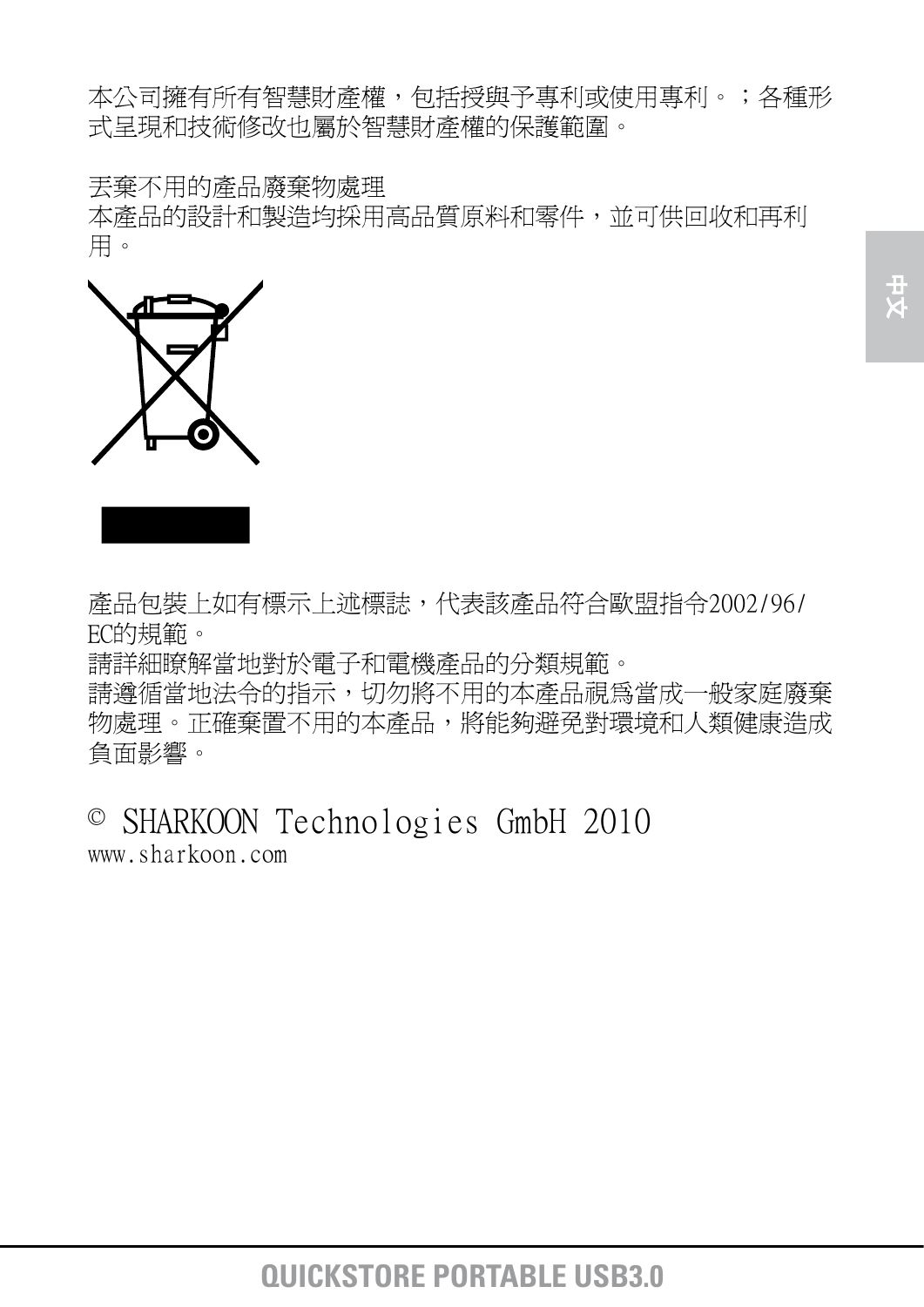本公司擁有所有智慧財產權，包括授與予專利或使用專利。；各種形式呈現和技術修改也屬於智慧財產權的保護範圍。

丟棄不用的產品廢棄物處理
本產品的設計和製造均採用高品質原料和零件，並可供回收和再利用。

產品包裝上如有標示上述標誌，代表該產品符合歐盟指令2002/96/EC的規範。
請詳細瞭解當地對於電子和電機產品的分類規範。
請遵循當地法令的指示，切勿將不用的本產品視爲當成一般家庭廢棄物處理。正確棄置不用的本產品，將能夠避免對環境和人類健康造成負面影響。

© SHARKOON Technologies GmbH 2010
www.sharkoon.com